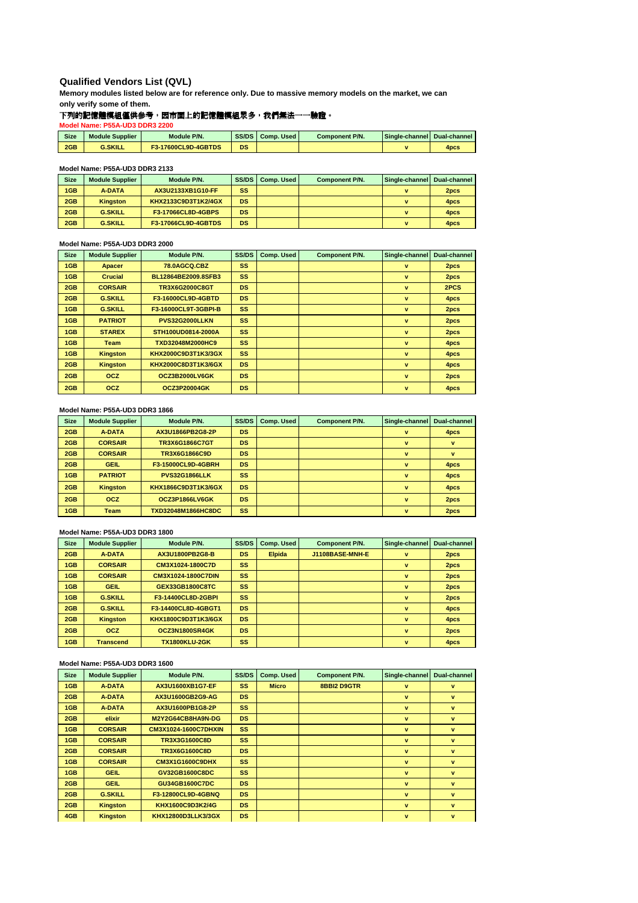## Qualified Vendors List (QVL)

**Memory modules listed below are for reference only. Due to massive memory models on the market, we can only verify some of them.**

**下列的記憶體模組僅供參考，因市面上的記憶體模組眾多，我們無法一一驗證。**

**Model Name: P55A-UD3 DDR3 2200**

| Size | Module Supplier | Module P/N. | SS/DS | Comp. Used | Component P/N. | Single-channel | Dual-channel |
|---|---|---|---|---|---|---|---|
| 2GB | G.SKILL | F3-17600CL9D-4GBTDS | DS | | | v | 4pcs |

**Model Name: P55A-UD3 DDR3 2133**

| Size | Module Supplier | Module P/N. | SS/DS | Comp. Used | Component P/N. | Single-channel | Dual-channel |
|---|---|---|---|---|---|---|---|
| 1GB | A-DATA | AX3U2133XB1G10-FF | SS | | | v | 2pcs |
| 2GB | Kingston | KHX2133C9D3T1K2/4GX | DS | | | v | 4pcs |
| 2GB | G.SKILL | F3-17066CL8D-4GBPS | DS | | | v | 4pcs |
| 2GB | G.SKILL | F3-17066CL9D-4GBTDS | DS | | | v | 4pcs |

**Model Name: P55A-UD3 DDR3 2000**

| Size | Module Supplier | Module P/N. | SS/DS | Comp. Used | Component P/N. | Single-channel | Dual-channel |
|---|---|---|---|---|---|---|---|
| 1GB | Apacer | 78.0AGCQ.CBZ | SS | | | v | 2pcs |
| 1GB | Crucial | BL12864BE2009.8SFB3 | SS | | | v | 2pcs |
| 2GB | CORSAIR | TR3X6G2000C8GT | DS | | | v | 2PCS |
| 2GB | G.SKILL | F3-16000CL9D-4GBTD | DS | | | v | 4pcs |
| 1GB | G.SKILL | F3-16000CL9T-3GBPI-B | SS | | | v | 2pcs |
| 1GB | PATRIOT | PVS32G2000LLKN | SS | | | v | 2pcs |
| 1GB | STAREX | STH100UD0814-2000A | SS | | | v | 2pcs |
| 1GB | Team | TXD32048M2000HC9 | SS | | | v | 4pcs |
| 1GB | Kingston | KHX2000C9D3T1K3/3GX | SS | | | v | 4pcs |
| 2GB | Kingston | KHX2000C8D3T1K3/6GX | DS | | | v | 4pcs |
| 2GB | OCZ | OCZ3B2000LV6GK | DS | | | v | 2pcs |
| 2GB | OCZ | OCZ3P20004GK | DS | | | v | 4pcs |

**Model Name: P55A-UD3 DDR3 1866**

| Size | Module Supplier | Module P/N. | SS/DS | Comp. Used | Component P/N. | Single-channel | Dual-channel |
|---|---|---|---|---|---|---|---|
| 2GB | A-DATA | AX3U1866PB2G8-2P | DS | | | v | 4pcs |
| 2GB | CORSAIR | TR3X6G1866C7GT | DS | | | v | v |
| 2GB | CORSAIR | TR3X6G1866C9D | DS | | | v | v |
| 2GB | GEIL | F3-15000CL9D-4GBRH | DS | | | v | 4pcs |
| 1GB | PATRIOT | PVS32G1866LLK | SS | | | v | 4pcs |
| 2GB | Kingston | KHX1866C9D3T1K3/6GX | DS | | | v | 4pcs |
| 2GB | OCZ | OCZ3P1866LV6GK | DS | | | v | 2pcs |
| 1GB | Team | TXD32048M1866HC8DC | SS | | | v | 2pcs |

**Model Name: P55A-UD3 DDR3 1800**

| Size | Module Supplier | Module P/N. | SS/DS | Comp. Used | Component P/N. | Single-channel | Dual-channel |
|---|---|---|---|---|---|---|---|
| 2GB | A-DATA | AX3U1800PB2G8-B | DS | Elpida | J1108BASE-MNH-E | v | 2pcs |
| 1GB | CORSAIR | CM3X1024-1800C7D | SS | | | v | 2pcs |
| 1GB | CORSAIR | CM3X1024-1800C7DIN | SS | | | v | 2pcs |
| 1GB | GEIL | GEX33GB1800C8TC | SS | | | v | 2pcs |
| 1GB | G.SKILL | F3-14400CL8D-2GBPI | SS | | | v | 2pcs |
| 2GB | G.SKILL | F3-14400CL8D-4GBGT1 | DS | | | v | 4pcs |
| 2GB | Kingston | KHX1800C9D3T1K3/6GX | DS | | | v | 4pcs |
| 2GB | OCZ | OCZ3N1800SR4GK | DS | | | v | 2pcs |
| 1GB | Transcend | TX1800KLU-2GK | SS | | | v | 4pcs |

**Model Name: P55A-UD3 DDR3 1600**

| Size | Module Supplier | Module P/N. | SS/DS | Comp. Used | Component P/N. | Single-channel | Dual-channel |
|---|---|---|---|---|---|---|---|
| 1GB | A-DATA | AX3U1600XB1G7-EF | SS | Micro | 8BBI2 D9GTR | v | v |
| 2GB | A-DATA | AX3U1600GB2G9-AG | DS | | | v | v |
| 1GB | A-DATA | AX3U1600PB1G8-2P | SS | | | v | v |
| 2GB | elixir | M2Y2G64CB8HA9N-DG | DS | | | v | v |
| 1GB | CORSAIR | CM3X1024-1600C7DHXIN | SS | | | v | v |
| 1GB | CORSAIR | TR3X3G1600C8D | SS | | | v | v |
| 2GB | CORSAIR | TR3X6G1600C8D | DS | | | v | v |
| 1GB | CORSAIR | CM3X1G1600C9DHX | SS | | | v | v |
| 1GB | GEIL | GV32GB1600C8DC | SS | | | v | v |
| 2GB | GEIL | GU34GB1600C7DC | DS | | | v | v |
| 2GB | G.SKILL | F3-12800CL9D-4GBNQ | DS | | | v | v |
| 2GB | Kingston | KHX1600C9D3K2/4G | DS | | | v | v |
| 4GB | Kingston | KHX12800D3LLK3/3GX | DS | | | v | v |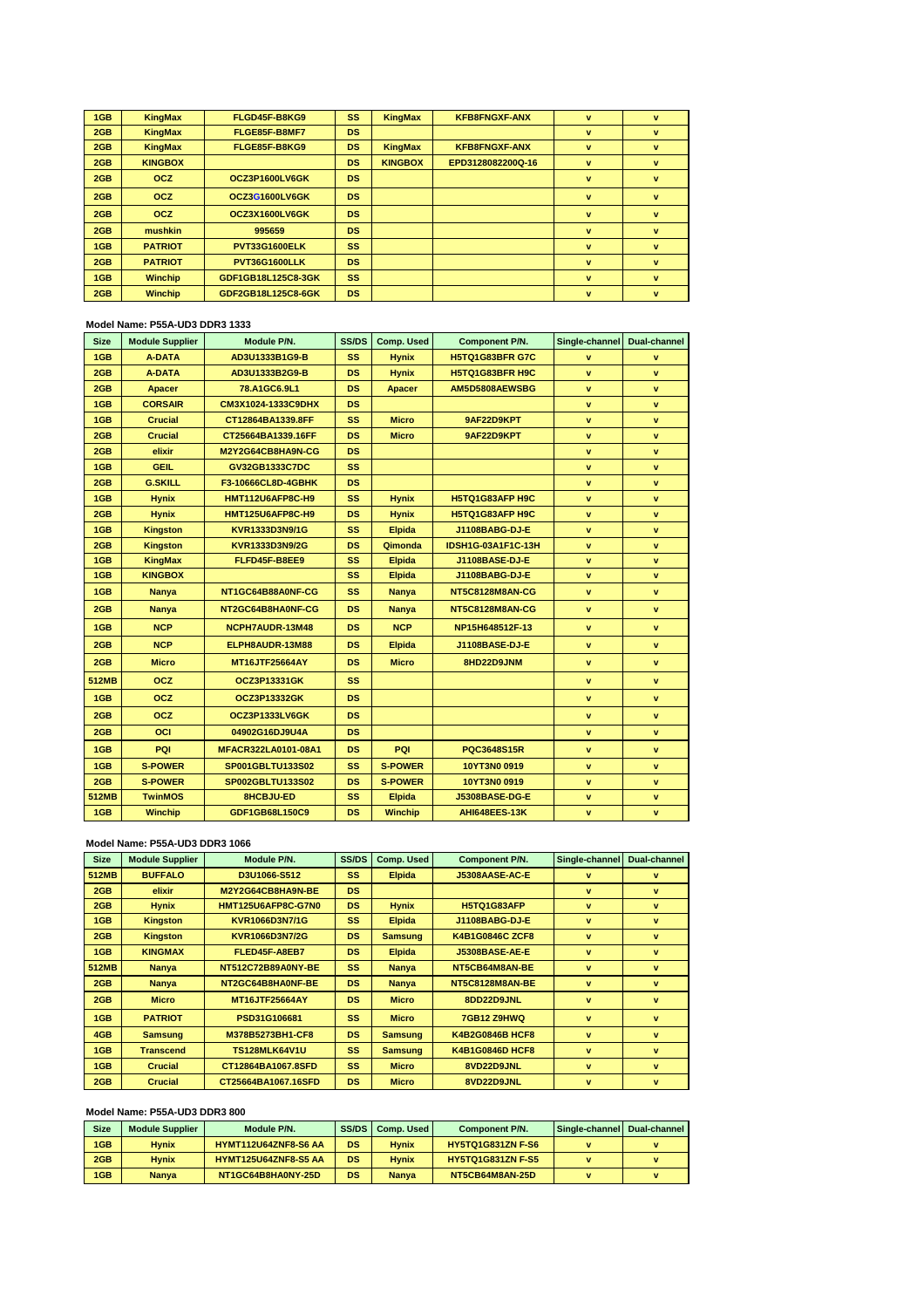| | | | | | | | |
|---|---|---|---|---|---|---|---|
| 1GB | KingMax | FLGD45F-B8KG9 | SS | KingMax | KFB8FNGXF-ANX | v | v |
| 2GB | KingMax | FLGE85F-B8MF7 | DS | | | v | v |
| 2GB | KingMax | FLGE85F-B8KG9 | DS | KingMax | KFB8FNGXF-ANX | v | v |
| 2GB | KINGBOX | | DS | KINGBOX | EPD3128082200Q-16 | v | v |
| 2GB | OCZ | OCZ3P1600LV6GK | DS | | | v | v |
| 2GB | OCZ | OCZ3G1600LV6GK | DS | | | v | v |
| 2GB | OCZ | OCZ3X1600LV6GK | DS | | | v | v |
| 2GB | mushkin | 995659 | DS | | | v | v |
| 1GB | PATRIOT | PVT33G1600ELK | SS | | | v | v |
| 2GB | PATRIOT | PVT36G1600LLK | DS | | | v | v |
| 1GB | Winchip | GDF1GB18L125C8-3GK | SS | | | v | v |
| 2GB | Winchip | GDF2GB18L125C8-6GK | DS | | | v | v |

**Model Name: P55A-UD3 DDR3 1333**

| Size | Module Supplier | Module P/N. | SS/DS | Comp. Used | Component P/N. | Single-channel | Dual-channel |
|---|---|---|---|---|---|---|---|
| 1GB | A-DATA | AD3U1333B1G9-B | SS | Hynix | H5TQ1G83BFR G7C | v | v |
| 2GB | A-DATA | AD3U1333B2G9-B | DS | Hynix | H5TQ1G83BFR H9C | v | v |
| 2GB | Apacer | 78.A1GC6.9L1 | DS | Apacer | AM5D5808AEWSBG | v | v |
| 1GB | CORSAIR | CM3X1024-1333C9DHX | DS | | | v | v |
| 1GB | Crucial | CT12864BA1339.8FF | SS | Micro | 9AF22D9KPT | v | v |
| 2GB | Crucial | CT25664BA1339.16FF | DS | Micro | 9AF22D9KPT | v | v |
| 2GB | elixir | M2Y2G64CB8HA9N-CG | DS | | | v | v |
| 1GB | GEIL | GV32GB1333C7DC | SS | | | v | v |
| 2GB | G.SKILL | F3-10666CL8D-4GBHK | DS | | | v | v |
| 1GB | Hynix | HMT112U6AFP8C-H9 | SS | Hynix | H5TQ1G83AFP H9C | v | v |
| 2GB | Hynix | HMT125U6AFP8C-H9 | DS | Hynix | H5TQ1G83AFP H9C | v | v |
| 1GB | Kingston | KVR1333D3N9/1G | SS | Elpida | J1108BABG-DJ-E | v | v |
| 2GB | Kingston | KVR1333D3N9/2G | DS | Qimonda | IDSH1G-03A1F1C-13H | v | v |
| 1GB | KingMax | FLFD45F-B8EE9 | SS | Elpida | J1108BASE-DJ-E | v | v |
| 1GB | KINGBOX | | SS | Elpida | J1108BABG-DJ-E | v | v |
| 1GB | Nanya | NT1GC64B88A0NF-CG | SS | Nanya | NT5C8128M8AN-CG | v | v |
| 2GB | Nanya | NT2GC64B8HA0NF-CG | DS | Nanya | NT5C8128M8AN-CG | v | v |
| 1GB | NCP | NCPH7AUDR-13M48 | DS | NCP | NP15H648512F-13 | v | v |
| 2GB | NCP | ELPH8AUDR-13M88 | DS | Elpida | J1108BASE-DJ-E | v | v |
| 2GB | Micro | MT16JTF25664AY | DS | Micro | 8HD22D9JNM | v | v |
| 512MB | OCZ | OCZ3P13331GK | SS | | | v | v |
| 1GB | OCZ | OCZ3P13332GK | DS | | | v | v |
| 2GB | OCZ | OCZ3P1333LV6GK | DS | | | v | v |
| 2GB | OCI | 04902G16DJ9U4A | DS | | | v | v |
| 1GB | PQI | MFACR322LA0101-08A1 | DS | PQI | PQC3648S15R | v | v |
| 1GB | S-POWER | SP001GBLTU133S02 | SS | S-POWER | 10YT3N0 0919 | v | v |
| 2GB | S-POWER | SP002GBLTU133S02 | DS | S-POWER | 10YT3N0 0919 | v | v |
| 512MB | TwinMOS | 8HCBJU-ED | SS | Elpida | J5308BASE-DG-E | v | v |
| 1GB | Winchip | GDF1GB68L150C9 | DS | Winchip | AHI648EES-13K | v | v |

**Model Name: P55A-UD3 DDR3 1066**

| Size | Module Supplier | Module P/N. | SS/DS | Comp. Used | Component P/N. | Single-channel | Dual-channel |
|---|---|---|---|---|---|---|---|
| 512MB | BUFFALO | D3U1066-S512 | SS | Elpida | J5308AASE-AC-E | v | v |
| 2GB | elixir | M2Y2G64CB8HA9N-BE | DS | | | v | v |
| 2GB | Hynix | HMT125U6AFP8C-G7N0 | DS | Hynix | H5TQ1G83AFP | v | v |
| 1GB | Kingston | KVR1066D3N7/1G | SS | Elpida | J1108BABG-DJ-E | v | v |
| 2GB | Kingston | KVR1066D3N7/2G | DS | Samsung | K4B1G0846C ZCF8 | v | v |
| 1GB | KINGMAX | FLED45F-A8EB7 | DS | Elpida | J5308BASE-AE-E | v | v |
| 512MB | Nanya | NT512C72B89A0NY-BE | SS | Nanya | NT5CB64M8AN-BE | v | v |
| 2GB | Nanya | NT2GC64B8HA0NF-BE | DS | Nanya | NT5C8128M8AN-BE | v | v |
| 2GB | Micro | MT16JTF25664AY | DS | Micro | 8DD22D9JNL | v | v |
| 1GB | PATRIOT | PSD31G106681 | SS | Micro | 7GB12 Z9HWQ | v | v |
| 4GB | Samsung | M378B5273BH1-CF8 | DS | Samsung | K4B2G0846B HCF8 | v | v |
| 1GB | Transcend | TS128MLK64V1U | SS | Samsung | K4B1G0846D HCF8 | v | v |
| 1GB | Crucial | CT12864BA1067.8SFD | SS | Micro | 8VD22D9JNL | v | v |
| 2GB | Crucial | CT25664BA1067.16SFD | DS | Micro | 8VD22D9JNL | v | v |

**Model Name: P55A-UD3 DDR3 800**

| Size | Module Supplier | Module P/N. | SS/DS | Comp. Used | Component P/N. | Single-channel | Dual-channel |
|---|---|---|---|---|---|---|---|
| 1GB | Hynix | HYMT112U64ZNF8-S6 AA | DS | Hynix | HY5TQ1G831ZN F-S6 | v | v |
| 2GB | Hynix | HYMT125U64ZNF8-S5 AA | DS | Hynix | HY5TQ1G831ZN F-S5 | v | v |
| 1GB | Nanya | NT1GC64B8HA0NY-25D | DS | Nanya | NT5CB64M8AN-25D | v | v |